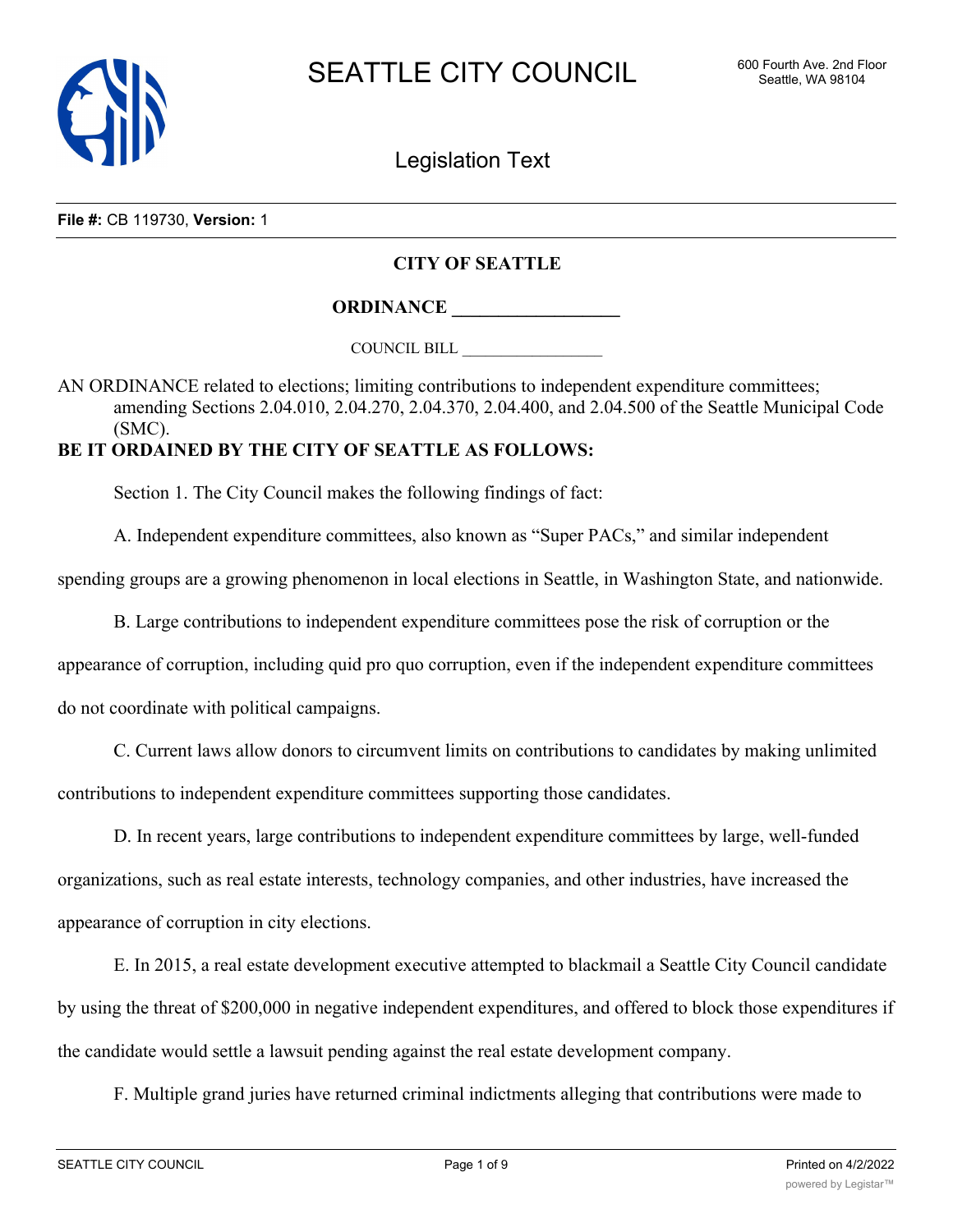SEATTLE CITY COUNCIL

600 Fourth Ave. 2nd Floor
Seattle, WA 98104

Legislation Text

**File #:** CB 119730, **Version:** 1

**CITY OF SEATTLE**

**ORDINANCE __________________**

COUNCIL BILL __________________

AN ORDINANCE related to elections; limiting contributions to independent expenditure committees; amending Sections 2.04.010, 2.04.270, 2.04.370, 2.04.400, and 2.04.500 of the Seattle Municipal Code (SMC).

**BE IT ORDAINED BY THE CITY OF SEATTLE AS FOLLOWS:**

Section 1. The City Council makes the following findings of fact:

A. Independent expenditure committees, also known as "Super PACs," and similar independent spending groups are a growing phenomenon in local elections in Seattle, in Washington State, and nationwide.

B. Large contributions to independent expenditure committees pose the risk of corruption or the appearance of corruption, including quid pro quo corruption, even if the independent expenditure committees do not coordinate with political campaigns.

C. Current laws allow donors to circumvent limits on contributions to candidates by making unlimited contributions to independent expenditure committees supporting those candidates.

D. In recent years, large contributions to independent expenditure committees by large, well-funded organizations, such as real estate interests, technology companies, and other industries, have increased the appearance of corruption in city elections.

E. In 2015, a real estate development executive attempted to blackmail a Seattle City Council candidate by using the threat of $200,000 in negative independent expenditures, and offered to block those expenditures if the candidate would settle a lawsuit pending against the real estate development company.

F. Multiple grand juries have returned criminal indictments alleging that contributions were made to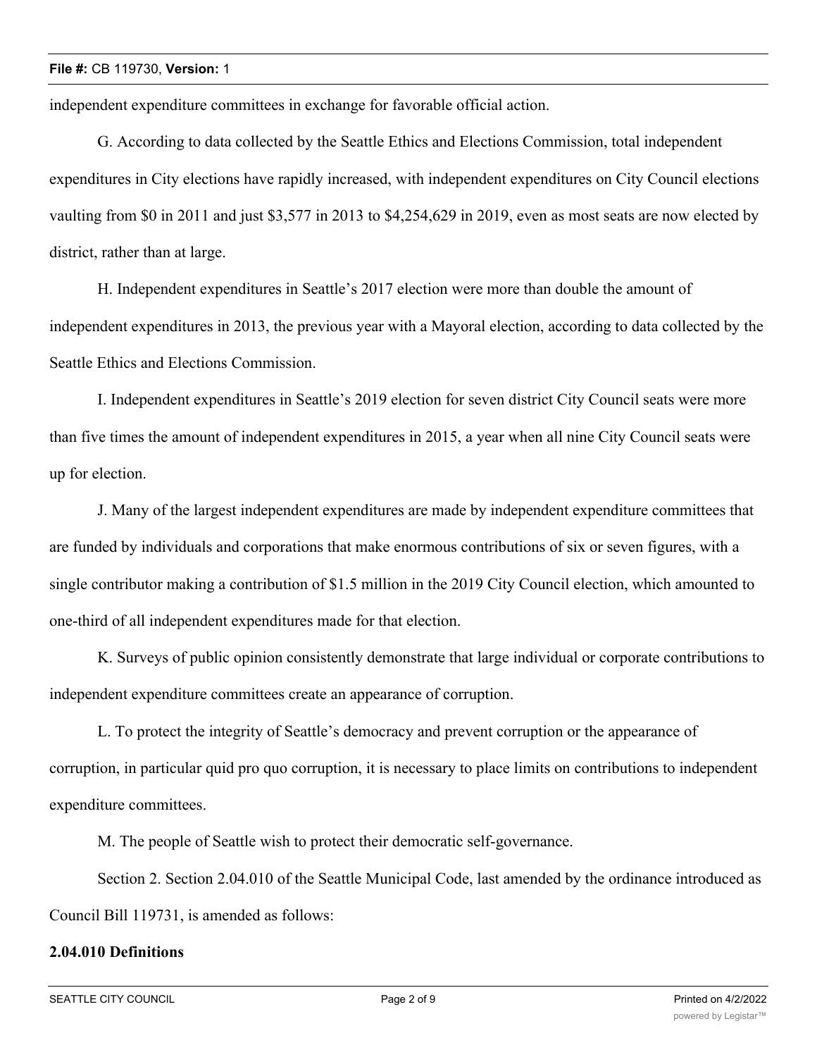independent expenditure committees in exchange for favorable official action.

G. According to data collected by the Seattle Ethics and Elections Commission, total independent expenditures in City elections have rapidly increased, with independent expenditures on City Council elections vaulting from $0 in 2011 and just $3,577 in 2013 to $4,254,629 in 2019, even as most seats are now elected by district, rather than at large.

H. Independent expenditures in Seattle's 2017 election were more than double the amount of independent expenditures in 2013, the previous year with a Mayoral election, according to data collected by the Seattle Ethics and Elections Commission.

I. Independent expenditures in Seattle's 2019 election for seven district City Council seats were more than five times the amount of independent expenditures in 2015, a year when all nine City Council seats were up for election.

J. Many of the largest independent expenditures are made by independent expenditure committees that are funded by individuals and corporations that make enormous contributions of six or seven figures, with a single contributor making a contribution of $1.5 million in the 2019 City Council election, which amounted to one-third of all independent expenditures made for that election.

K. Surveys of public opinion consistently demonstrate that large individual or corporate contributions to independent expenditure committees create an appearance of corruption.

L. To protect the integrity of Seattle's democracy and prevent corruption or the appearance of corruption, in particular quid pro quo corruption, it is necessary to place limits on contributions to independent expenditure committees.

M. The people of Seattle wish to protect their democratic self-governance.

Section 2. Section 2.04.010 of the Seattle Municipal Code, last amended by the ordinance introduced as Council Bill 119731, is amended as follows:

**2.04.010 Definitions**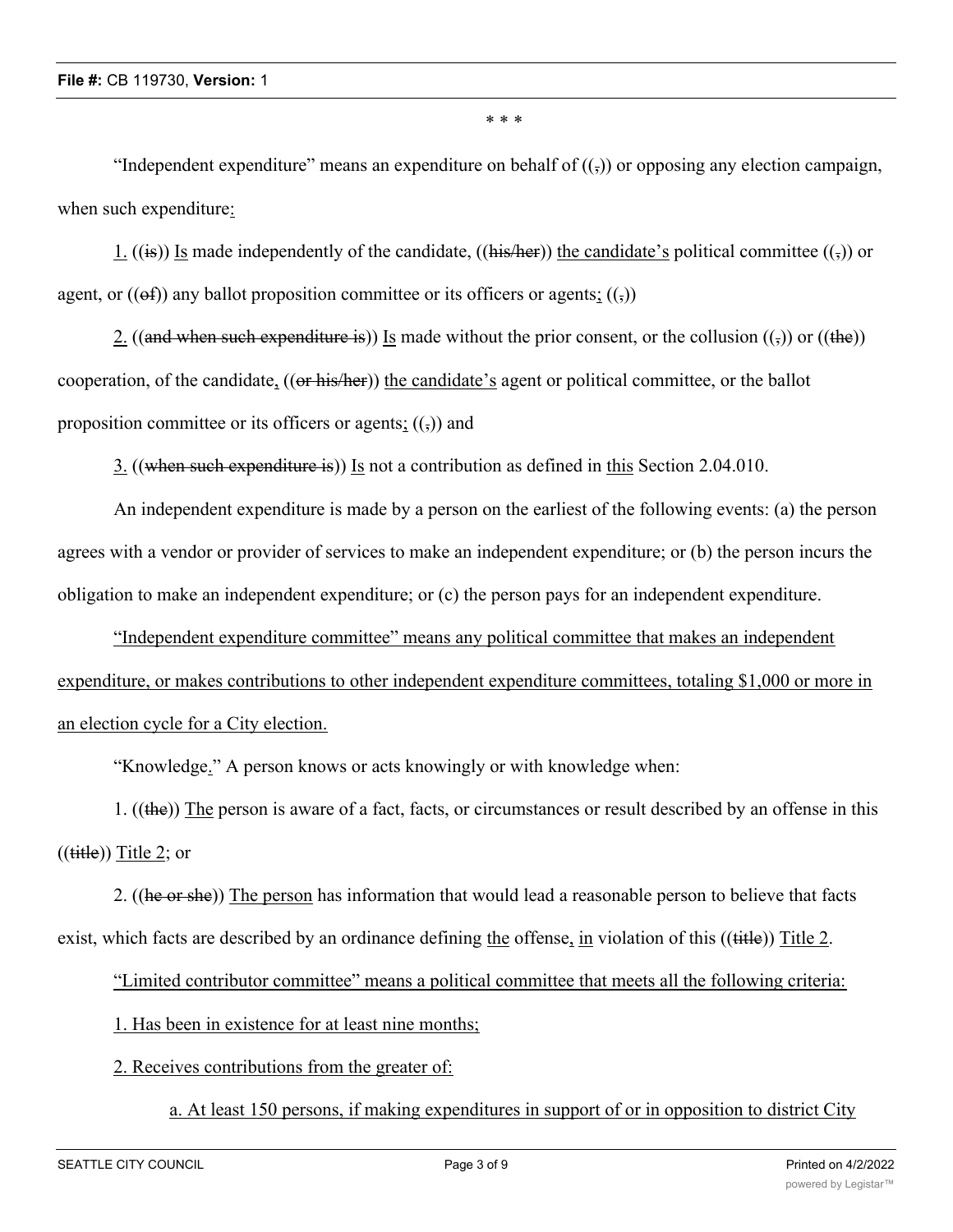\* \* \*

"Independent expenditure" means an expenditure on behalf of ((,)) or opposing any election campaign, when such expenditure:

1. ((is)) Is made independently of the candidate, ((his/her)) the candidate's political committee ((,)) or agent, or ((of)) any ballot proposition committee or its officers or agents; ((,))

2. ((and when such expenditure is)) Is made without the prior consent, or the collusion ((,)) or ((the)) cooperation, of the candidate, ((or his/her)) the candidate's agent or political committee, or the ballot proposition committee or its officers or agents; ((,)) and

3. ((when such expenditure is)) Is not a contribution as defined in this Section 2.04.010.

An independent expenditure is made by a person on the earliest of the following events: (a) the person agrees with a vendor or provider of services to make an independent expenditure; or (b) the person incurs the obligation to make an independent expenditure; or (c) the person pays for an independent expenditure.

"Independent expenditure committee" means any political committee that makes an independent expenditure, or makes contributions to other independent expenditure committees, totaling $1,000 or more in an election cycle for a City election.

"Knowledge." A person knows or acts knowingly or with knowledge when:

1. ((the)) The person is aware of a fact, facts, or circumstances or result described by an offense in this ((title)) Title 2; or

2. ((he or she)) The person has information that would lead a reasonable person to believe that facts exist, which facts are described by an ordinance defining the offense, in violation of this ((title)) Title 2.

"Limited contributor committee" means a political committee that meets all the following criteria:

1. Has been in existence for at least nine months;

2. Receives contributions from the greater of:

a. At least 150 persons, if making expenditures in support of or in opposition to district City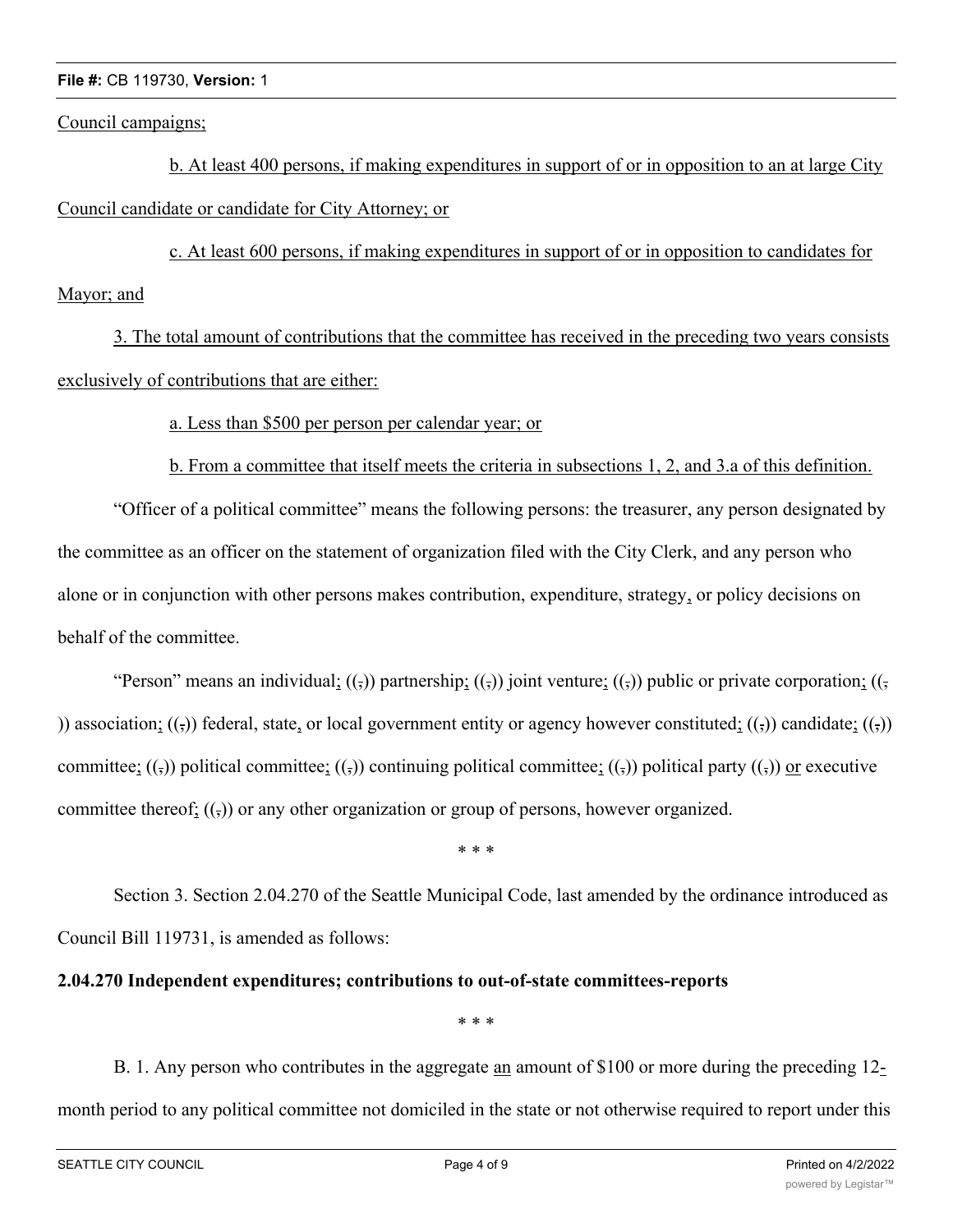Council campaigns;

b. At least 400 persons, if making expenditures in support of or in opposition to an at large City Council candidate or candidate for City Attorney; or

c. At least 600 persons, if making expenditures in support of or in opposition to candidates for Mayor; and

3. The total amount of contributions that the committee has received in the preceding two years consists exclusively of contributions that are either:

a. Less than $500 per person per calendar year; or

b. From a committee that itself meets the criteria in subsections 1, 2, and 3.a of this definition.

"Officer of a political committee" means the following persons: the treasurer, any person designated by the committee as an officer on the statement of organization filed with the City Clerk, and any person who alone or in conjunction with other persons makes contribution, expenditure, strategy, or policy decisions on behalf of the committee.

"Person" means an individual; ((,)) partnership; ((,)) joint venture; ((,)) public or private corporation; ((,)) association; ((,)) federal, state, or local government entity or agency however constituted; ((,)) candidate; ((,)) committee; ((,)) political committee; ((,)) continuing political committee; ((,)) political party ((,)) or executive committee thereof; ((,)) or any other organization or group of persons, however organized.

\* \* \*

Section 3. Section 2.04.270 of the Seattle Municipal Code, last amended by the ordinance introduced as Council Bill 119731, is amended as follows:

**2.04.270 Independent expenditures; contributions to out-of-state committees-reports**

\* \* \*

B. 1. Any person who contributes in the aggregate an amount of $100 or more during the preceding 12-month period to any political committee not domiciled in the state or not otherwise required to report under this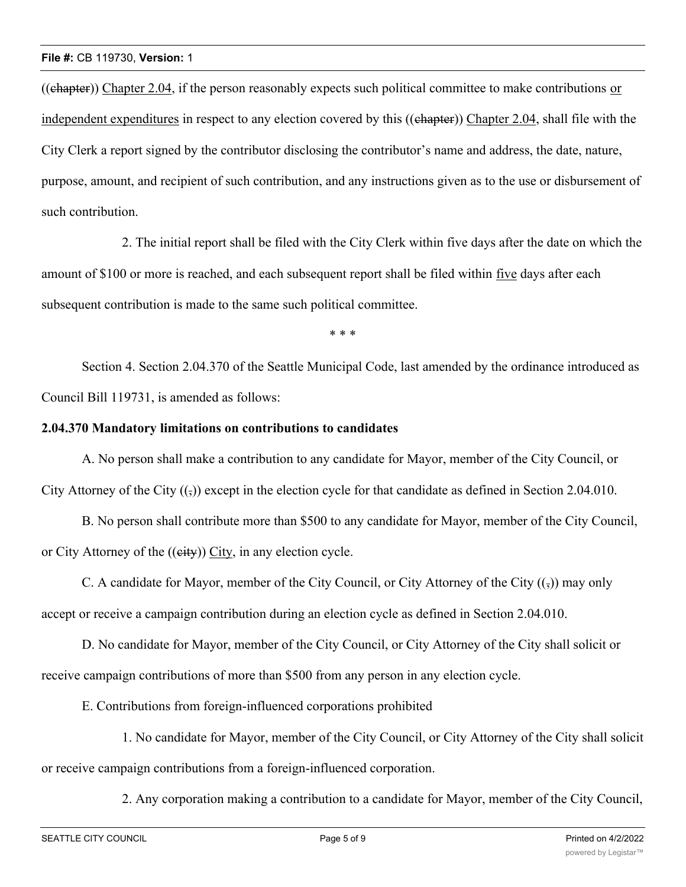((~~chapter~~)) Chapter 2.04, if the person reasonably expects such political committee to make contributions <u>or independent expenditures</u> in respect to any election covered by this ((~~chapter~~)) Chapter 2.04, shall file with the City Clerk a report signed by the contributor disclosing the contributor's name and address, the date, nature, purpose, amount, and recipient of such contribution, and any instructions given as to the use or disbursement of such contribution.

2. The initial report shall be filed with the City Clerk within five days after the date on which the amount of $100 or more is reached, and each subsequent report shall be filed within <u>five</u> days after each subsequent contribution is made to the same such political committee.

\* \* \*

Section 4. Section 2.04.370 of the Seattle Municipal Code, last amended by the ordinance introduced as Council Bill 119731, is amended as follows:

**2.04.370 Mandatory limitations on contributions to candidates**

A. No person shall make a contribution to any candidate for Mayor, member of the City Council, or City Attorney of the City ((~~,~~)) except in the election cycle for that candidate as defined in Section 2.04.010.

B. No person shall contribute more than $500 to any candidate for Mayor, member of the City Council, or City Attorney of the ((~~city~~)) <u>City</u>, in any election cycle.

C. A candidate for Mayor, member of the City Council, or City Attorney of the City ((~~,~~)) may only accept or receive a campaign contribution during an election cycle as defined in Section 2.04.010.

D. No candidate for Mayor, member of the City Council, or City Attorney of the City shall solicit or receive campaign contributions of more than $500 from any person in any election cycle.

E. Contributions from foreign-influenced corporations prohibited

1. No candidate for Mayor, member of the City Council, or City Attorney of the City shall solicit or receive campaign contributions from a foreign-influenced corporation.

2. Any corporation making a contribution to a candidate for Mayor, member of the City Council,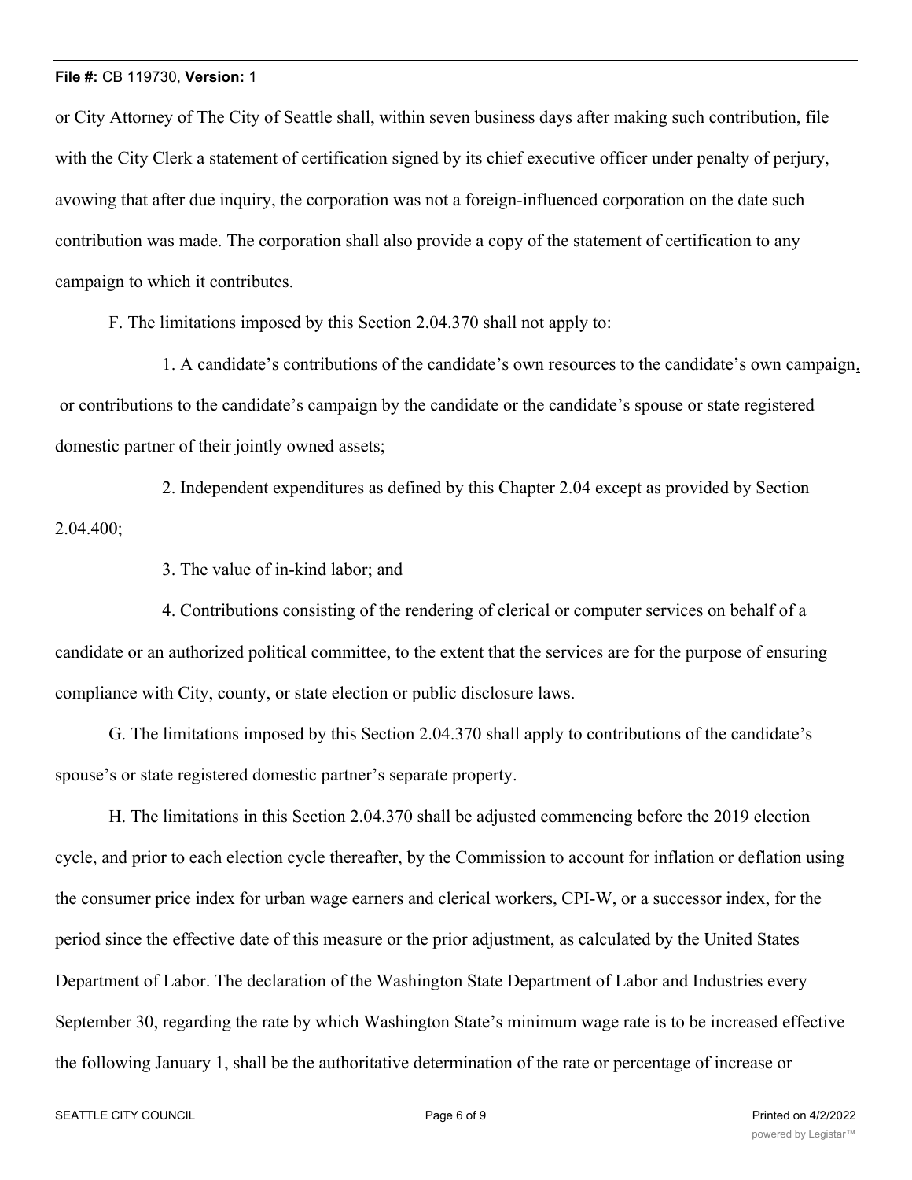or City Attorney of The City of Seattle shall, within seven business days after making such contribution, file with the City Clerk a statement of certification signed by its chief executive officer under penalty of perjury, avowing that after due inquiry, the corporation was not a foreign-influenced corporation on the date such contribution was made. The corporation shall also provide a copy of the statement of certification to any campaign to which it contributes.

F. The limitations imposed by this Section 2.04.370 shall not apply to:

1. A candidate's contributions of the candidate's own resources to the candidate's own campaign, or contributions to the candidate's campaign by the candidate or the candidate's spouse or state registered domestic partner of their jointly owned assets;

2. Independent expenditures as defined by this Chapter 2.04 except as provided by Section 2.04.400;

3. The value of in-kind labor; and

4. Contributions consisting of the rendering of clerical or computer services on behalf of a candidate or an authorized political committee, to the extent that the services are for the purpose of ensuring compliance with City, county, or state election or public disclosure laws.

G. The limitations imposed by this Section 2.04.370 shall apply to contributions of the candidate's spouse's or state registered domestic partner's separate property.

H. The limitations in this Section 2.04.370 shall be adjusted commencing before the 2019 election cycle, and prior to each election cycle thereafter, by the Commission to account for inflation or deflation using the consumer price index for urban wage earners and clerical workers, CPI-W, or a successor index, for the period since the effective date of this measure or the prior adjustment, as calculated by the United States Department of Labor. The declaration of the Washington State Department of Labor and Industries every September 30, regarding the rate by which Washington State's minimum wage rate is to be increased effective the following January 1, shall be the authoritative determination of the rate or percentage of increase or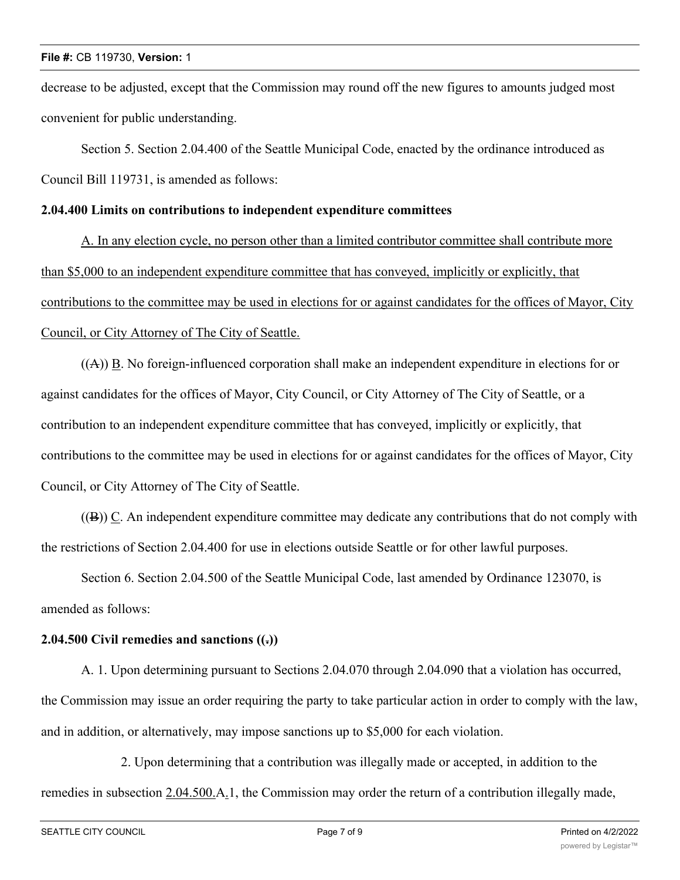decrease to be adjusted, except that the Commission may round off the new figures to amounts judged most convenient for public understanding.

Section 5. Section 2.04.400 of the Seattle Municipal Code, enacted by the ordinance introduced as Council Bill 119731, is amended as follows:

**2.04.400 Limits on contributions to independent expenditure committees**

A. In any election cycle, no person other than a limited contributor committee shall contribute more than $5,000 to an independent expenditure committee that has conveyed, implicitly or explicitly, that contributions to the committee may be used in elections for or against candidates for the offices of Mayor, City Council, or City Attorney of The City of Seattle.

((A)) B. No foreign-influenced corporation shall make an independent expenditure in elections for or against candidates for the offices of Mayor, City Council, or City Attorney of The City of Seattle, or a contribution to an independent expenditure committee that has conveyed, implicitly or explicitly, that contributions to the committee may be used in elections for or against candidates for the offices of Mayor, City Council, or City Attorney of The City of Seattle.

((B)) C. An independent expenditure committee may dedicate any contributions that do not comply with the restrictions of Section 2.04.400 for use in elections outside Seattle or for other lawful purposes.

Section 6. Section 2.04.500 of the Seattle Municipal Code, last amended by Ordinance 123070, is amended as follows:

**2.04.500 Civil remedies and sanctions ((.))**

A. 1. Upon determining pursuant to Sections 2.04.070 through 2.04.090 that a violation has occurred, the Commission may issue an order requiring the party to take particular action in order to comply with the law, and in addition, or alternatively, may impose sanctions up to $5,000 for each violation.

2. Upon determining that a contribution was illegally made or accepted, in addition to the remedies in subsection 2.04.500.A.1, the Commission may order the return of a contribution illegally made,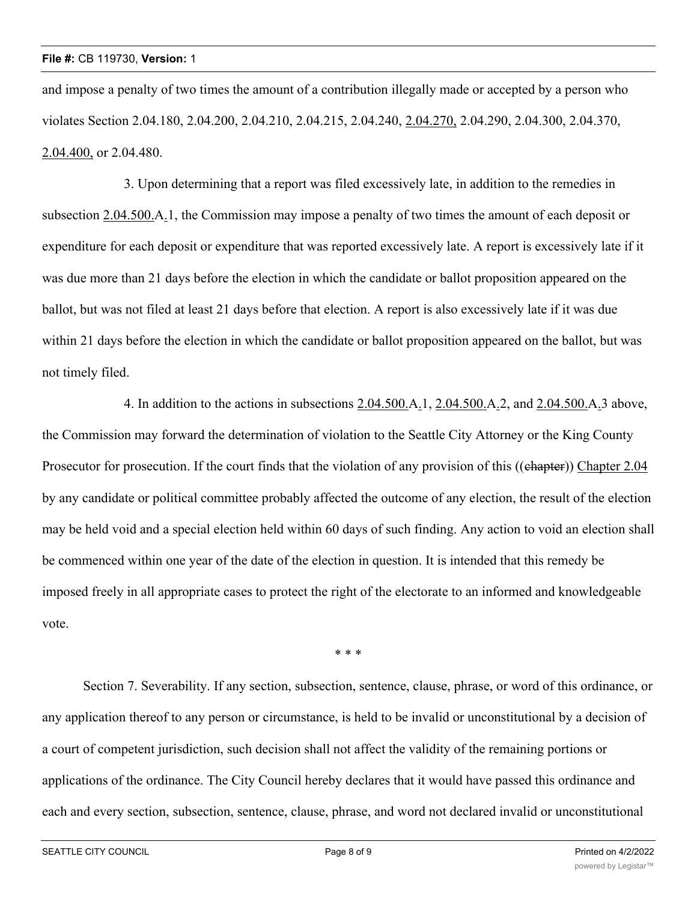and impose a penalty of two times the amount of a contribution illegally made or accepted by a person who violates Section 2.04.180, 2.04.200, 2.04.210, 2.04.215, 2.04.240, 2.04.270, 2.04.290, 2.04.300, 2.04.370, 2.04.400, or 2.04.480.

3. Upon determining that a report was filed excessively late, in addition to the remedies in subsection 2.04.500.A.1, the Commission may impose a penalty of two times the amount of each deposit or expenditure for each deposit or expenditure that was reported excessively late. A report is excessively late if it was due more than 21 days before the election in which the candidate or ballot proposition appeared on the ballot, but was not filed at least 21 days before that election. A report is also excessively late if it was due within 21 days before the election in which the candidate or ballot proposition appeared on the ballot, but was not timely filed.

4. In addition to the actions in subsections 2.04.500.A.1, 2.04.500.A.2, and 2.04.500.A.3 above, the Commission may forward the determination of violation to the Seattle City Attorney or the King County Prosecutor for prosecution. If the court finds that the violation of any provision of this ((~~chapter~~)) Chapter 2.04 by any candidate or political committee probably affected the outcome of any election, the result of the election may be held void and a special election held within 60 days of such finding. Any action to void an election shall be commenced within one year of the date of the election in question. It is intended that this remedy be imposed freely in all appropriate cases to protect the right of the electorate to an informed and knowledgeable vote.

\* \* \*

Section 7. Severability. If any section, subsection, sentence, clause, phrase, or word of this ordinance, or any application thereof to any person or circumstance, is held to be invalid or unconstitutional by a decision of a court of competent jurisdiction, such decision shall not affect the validity of the remaining portions or applications of the ordinance. The City Council hereby declares that it would have passed this ordinance and each and every section, subsection, sentence, clause, phrase, and word not declared invalid or unconstitutional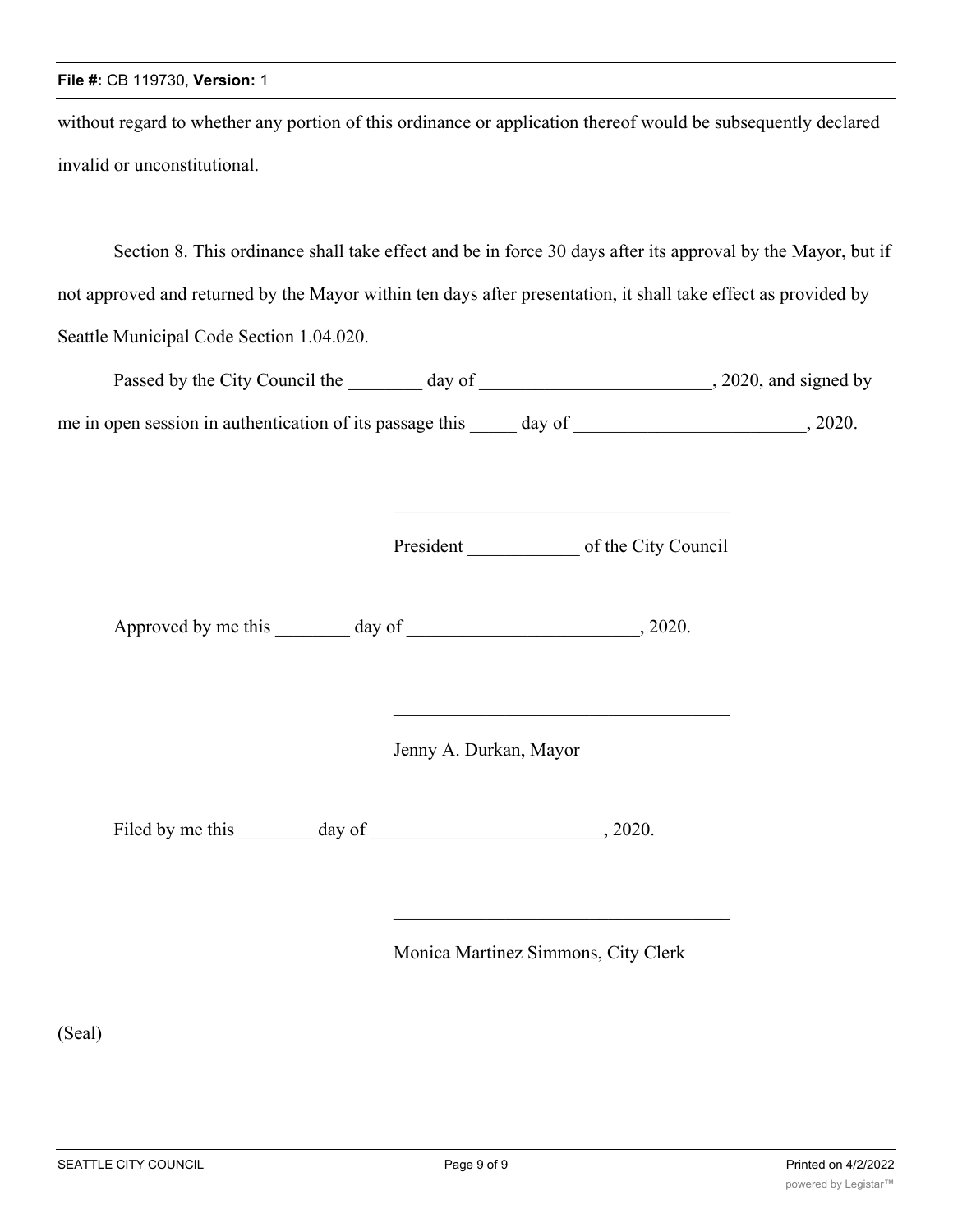without regard to whether any portion of this ordinance or application thereof would be subsequently declared invalid or unconstitutional.

Section 8. This ordinance shall take effect and be in force 30 days after its approval by the Mayor, but if not approved and returned by the Mayor within ten days after presentation, it shall take effect as provided by Seattle Municipal Code Section 1.04.020.

Passed by the City Council the ________ day of _________________________, 2020, and signed by me in open session in authentication of its passage this _____ day of _________________________, 2020.

____________________________________

President ____________ of the City Council

Approved by me this ________ day of _________________________, 2020.

____________________________________

Jenny A. Durkan, Mayor

Filed by me this ________ day of _________________________, 2020.

____________________________________

Monica Martinez Simmons, City Clerk

(Seal)